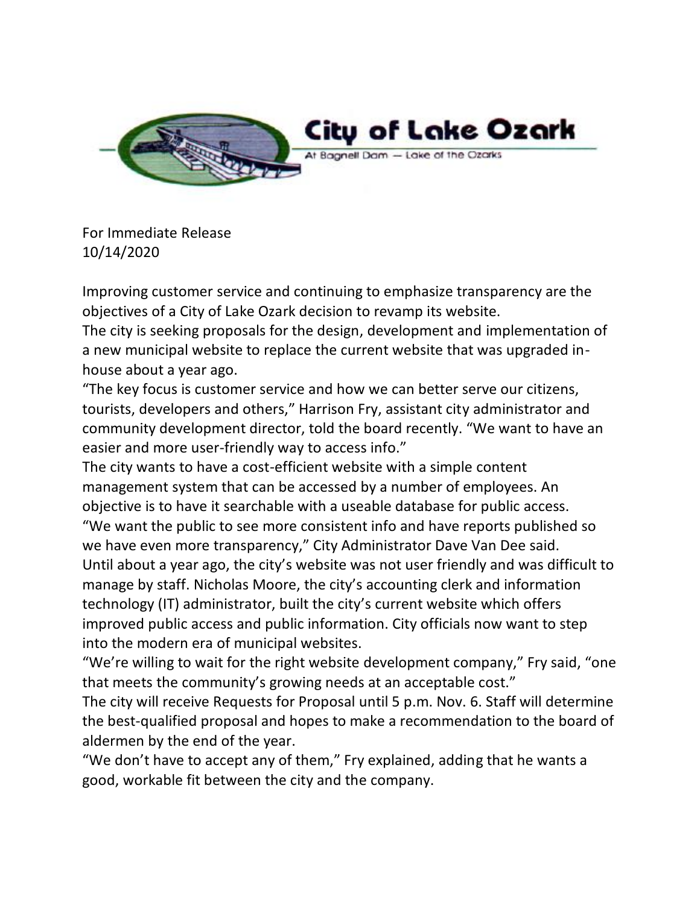# City of Lake Ozark

At Bagnell Dam — Lake of the Ozarks

For Immediate Release
10/14/2020

Improving customer service and continuing to emphasize transparency are the objectives of a City of Lake Ozark decision to revamp its website.

The city is seeking proposals for the design, development and implementation of a new municipal website to replace the current website that was upgraded in-house about a year ago.

"The key focus is customer service and how we can better serve our citizens, tourists, developers and others," Harrison Fry, assistant city administrator and community development director, told the board recently. "We want to have an easier and more user-friendly way to access info."

The city wants to have a cost-efficient website with a simple content management system that can be accessed by a number of employees. An objective is to have it searchable with a useable database for public access.

"We want the public to see more consistent info and have reports published so we have even more transparency," City Administrator Dave Van Dee said.

Until about a year ago, the city's website was not user friendly and was difficult to manage by staff. Nicholas Moore, the city's accounting clerk and information technology (IT) administrator, built the city's current website which offers improved public access and public information. City officials now want to step into the modern era of municipal websites.

"We're willing to wait for the right website development company," Fry said, "one that meets the community's growing needs at an acceptable cost."

The city will receive Requests for Proposal until 5 p.m. Nov. 6. Staff will determine the best-qualified proposal and hopes to make a recommendation to the board of aldermen by the end of the year.

"We don't have to accept any of them," Fry explained, adding that he wants a good, workable fit between the city and the company.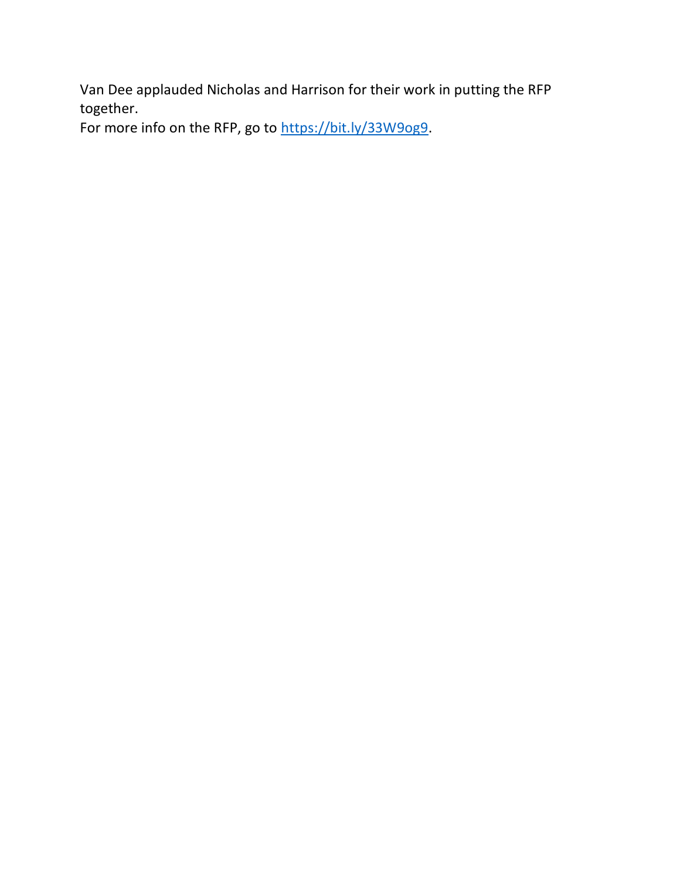Van Dee applauded Nicholas and Harrison for their work in putting the RFP together.

For more info on the RFP, go to [https://bit.ly/33W9og9](https://bit.ly/33W9og9).